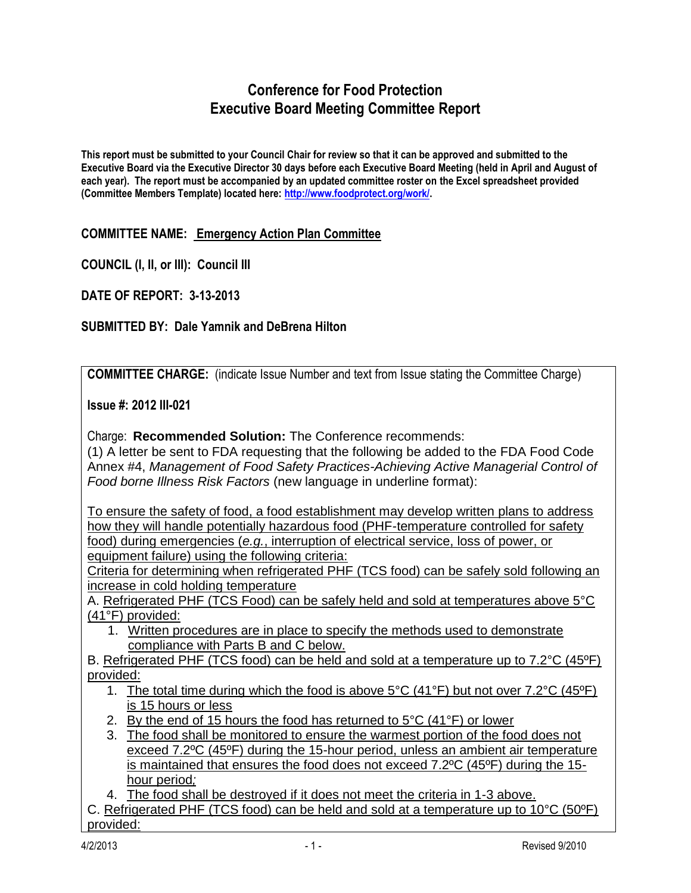# Conference for Food Protection
## Executive Board Meeting Committee Report

**This report must be submitted to your Council Chair for review so that it can be approved and submitted to the Executive Board via the Executive Director 30 days before each Executive Board Meeting (held in April and August of each year). The report must be accompanied by an updated committee roster on the Excel spreadsheet provided (Committee Members Template) located here: http://www.foodprotect.org/work/.**

**COMMITTEE NAME:** **Emergency Action Plan Committee**

**COUNCIL (I, II, or III): Council III**

**DATE OF REPORT: 3-13-2013**

**SUBMITTED BY: Dale Yamnik and DeBrena Hilton**

---

**COMMITTEE CHARGE:** (indicate Issue Number and text from Issue stating the Committee Charge)

**Issue #: 2012 III-021**

Charge: **Recommended Solution:** The Conference recommends:
(1) A letter be sent to FDA requesting that the following be added to the FDA Food Code Annex #4, *Management of Food Safety Practices-Achieving Active Managerial Control of Food borne Illness Risk Factors* (new language in underline format):

<u>To ensure the safety of food, a food establishment may develop written plans to address how they will handle potentially hazardous food (PHF-temperature controlled for safety food) during emergencies (*e.g.*, interruption of electrical service, loss of power, or equipment failure) using the following criteria:</u>
<u>Criteria for determining when refrigerated PHF (TCS food) can be safely sold following an increase in cold holding temperature</u>

A. <u>Refrigerated PHF (TCS Food) can be safely held and sold at temperatures above 5°C (41°F) provided:</u>

1. <u>Written procedures are in place to specify the methods used to demonstrate compliance with Parts B and C below.</u>

B. <u>Refrigerated PHF (TCS food) can be held and sold at a temperature up to 7.2°C (45ºF) provided:</u>

1. <u>The total time during which the food is above 5°C (41°F) but not over 7.2°C (45ºF) is 15 hours or less</u>
2. <u>By the end of 15 hours the food has returned to 5°C (41°F) or lower</u>
3. <u>The food shall be monitored to ensure the warmest portion of the food does not exceed 7.2ºC (45ºF) during the 15-hour period, unless an ambient air temperature is maintained that ensures the food does not exceed 7.2ºC (45ºF) during the 15-hour period*;*</u>
4. <u>The food shall be destroyed if it does not meet the criteria in 1-3 above.</u>

C. <u>Refrigerated PHF (TCS food) can be held and sold at a temperature up to 10°C (50ºF) provided:</u>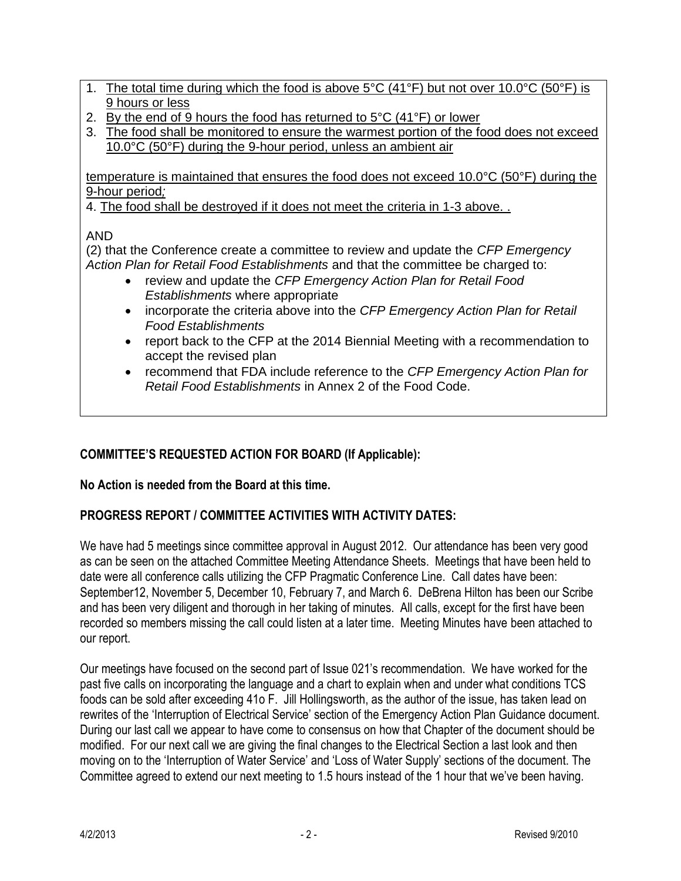1. The total time during which the food is above 5°C (41°F) but not over 10.0°C (50°F) is 9 hours or less
2. By the end of 9 hours the food has returned to 5°C (41°F) or lower
3. The food shall be monitored to ensure the warmest portion of the food does not exceed 10.0°C (50°F) during the 9-hour period, unless an ambient air

temperature is maintained that ensures the food does not exceed 10.0°C (50°F) during the 9-hour period*;*

4. The food shall be destroyed if it does not meet the criteria in 1-3 above. .

AND

(2) that the Conference create a committee to review and update the *CFP Emergency Action Plan for Retail Food Establishments* and that the committee be charged to:

- review and update the *CFP Emergency Action Plan for Retail Food Establishments* where appropriate
- incorporate the criteria above into the *CFP Emergency Action Plan for Retail Food Establishments*
- report back to the CFP at the 2014 Biennial Meeting with a recommendation to accept the revised plan
- recommend that FDA include reference to the *CFP Emergency Action Plan for Retail Food Establishments* in Annex 2 of the Food Code.

**COMMITTEE'S REQUESTED ACTION FOR BOARD (If Applicable):**

**No Action is needed from the Board at this time.**

**PROGRESS REPORT / COMMITTEE ACTIVITIES WITH ACTIVITY DATES:**

We have had 5 meetings since committee approval in August 2012. Our attendance has been very good as can be seen on the attached Committee Meeting Attendance Sheets. Meetings that have been held to date were all conference calls utilizing the CFP Pragmatic Conference Line. Call dates have been: September12, November 5, December 10, February 7, and March 6. DeBrena Hilton has been our Scribe and has been very diligent and thorough in her taking of minutes. All calls, except for the first have been recorded so members missing the call could listen at a later time. Meeting Minutes have been attached to our report.

Our meetings have focused on the second part of Issue 021's recommendation. We have worked for the past five calls on incorporating the language and a chart to explain when and under what conditions TCS foods can be sold after exceeding 41o F. Jill Hollingsworth, as the author of the issue, has taken lead on rewrites of the 'Interruption of Electrical Service' section of the Emergency Action Plan Guidance document. During our last call we appear to have come to consensus on how that Chapter of the document should be modified. For our next call we are giving the final changes to the Electrical Section a last look and then moving on to the 'Interruption of Water Service' and 'Loss of Water Supply' sections of the document. The Committee agreed to extend our next meeting to 1.5 hours instead of the 1 hour that we've been having.